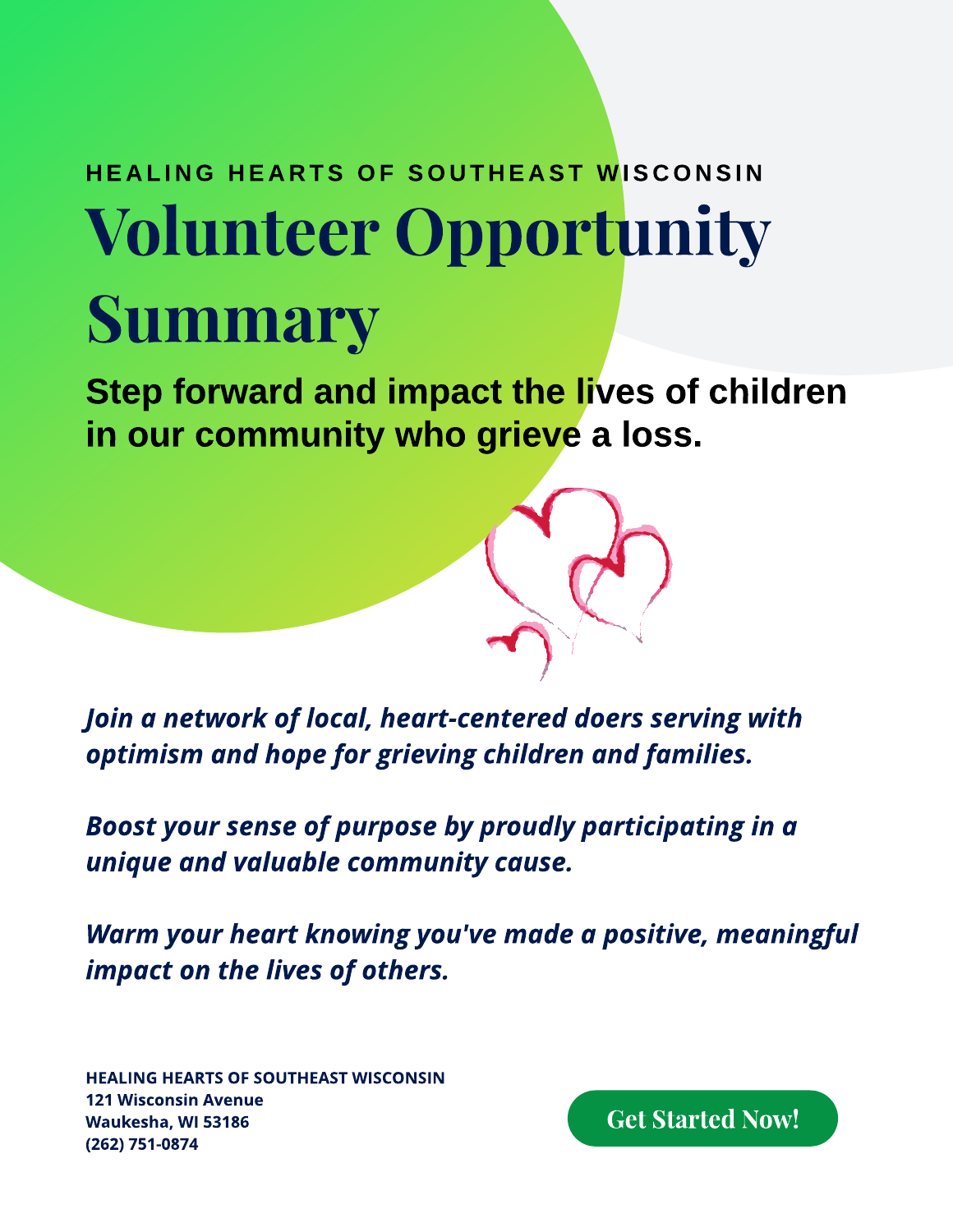**HEALING HEARTS OF SOUTHEAST WISCONSIN**

# Volunteer Opportunity Summary

**Step forward and impact the lives of children in our community who grieve a loss.**

***Join a network of local, heart-centered doers serving with optimism and hope for grieving children and families.***

***Boost your sense of purpose by proudly participating in a unique and valuable community cause.***

***Warm your heart knowing you've made a positive, meaningful impact on the lives of others.***

**HEALING HEARTS OF SOUTHEAST WISCONSIN**
**121 Wisconsin Avenue**
**Waukesha, WI 53186**
**(262) 751-0874**

**Get Started Now!**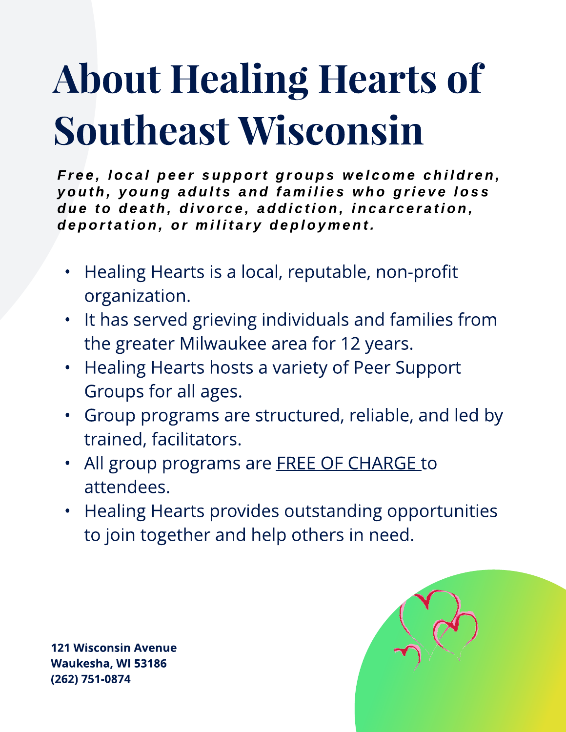# About Healing Hearts of Southeast Wisconsin

***Free, local peer support groups welcome children, youth, young adults and families who grieve loss due to death, divorce, addiction, incarceration, deportation, or military deployment.***

- Healing Hearts is a local, reputable, non-profit organization.
- It has served grieving individuals and families from the greater Milwaukee area for 12 years.
- Healing Hearts hosts a variety of Peer Support Groups for all ages.
- Group programs are structured, reliable, and led by trained, facilitators.
- All group programs are <u>FREE OF CHARGE</u> to attendees.
- Healing Hearts provides outstanding opportunities to join together and help others in need.

**121 Wisconsin Avenue**
**Waukesha, WI 53186**
**(262) 751-0874**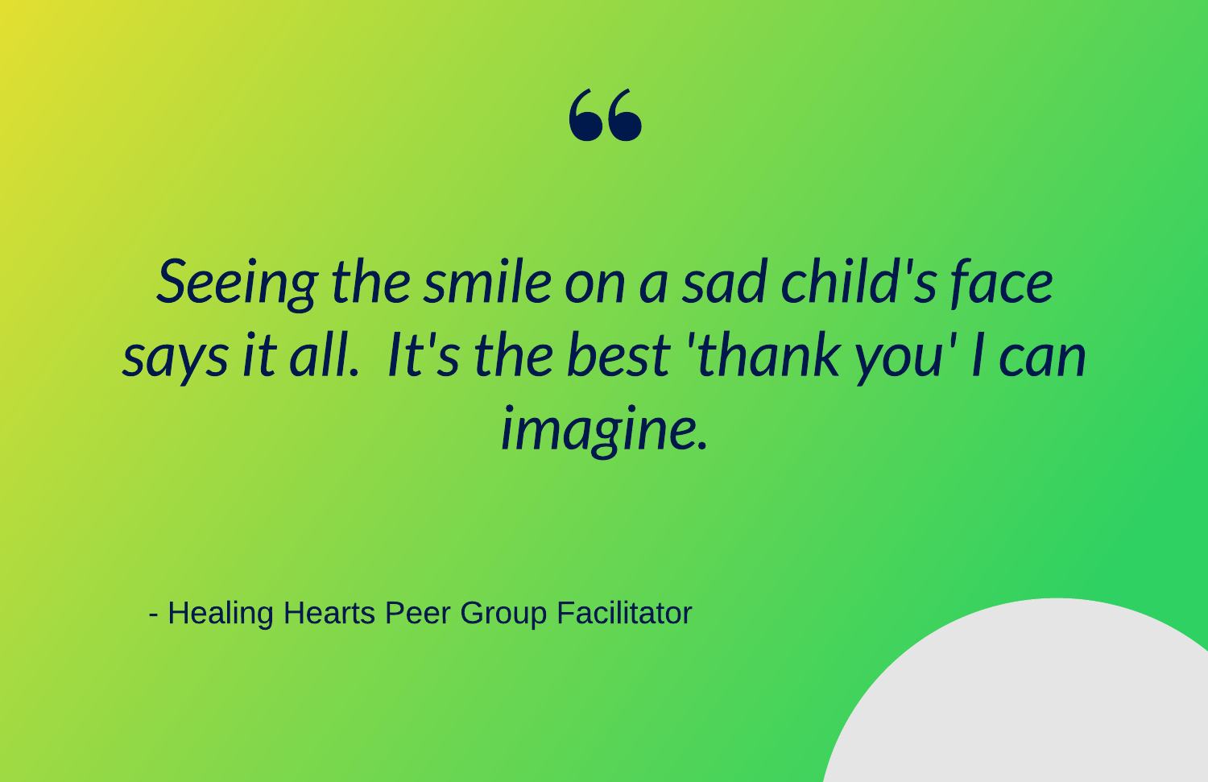*Seeing the smile on a sad child's face says it all. It's the best 'thank you' I can imagine.*

- Healing Hearts Peer Group Facilitator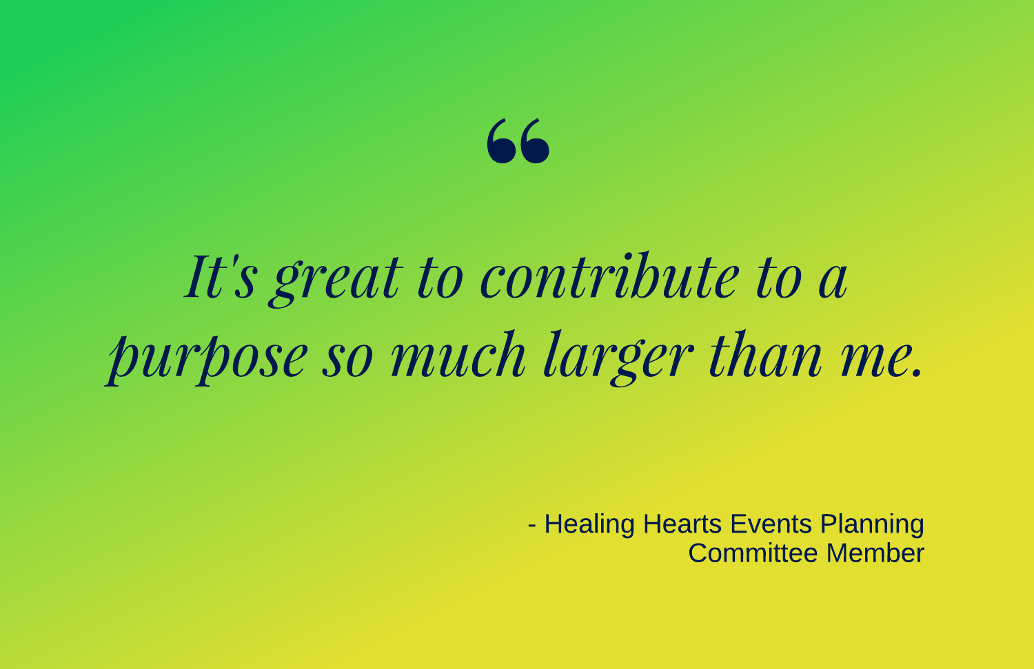"

*It's great to contribute to a purpose so much larger than me.*

- Healing Hearts Events Planning Committee Member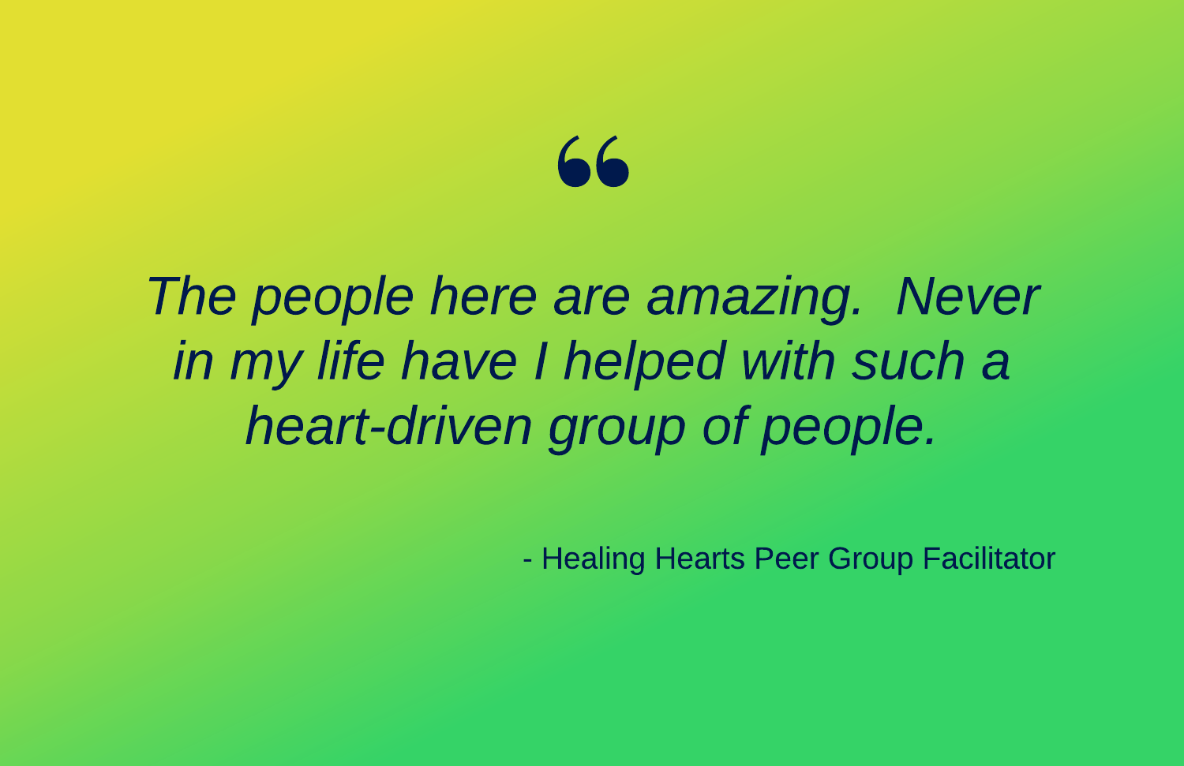"

*The people here are amazing.  Never in my life have I helped with such a heart-driven group of people.*

- Healing Hearts Peer Group Facilitator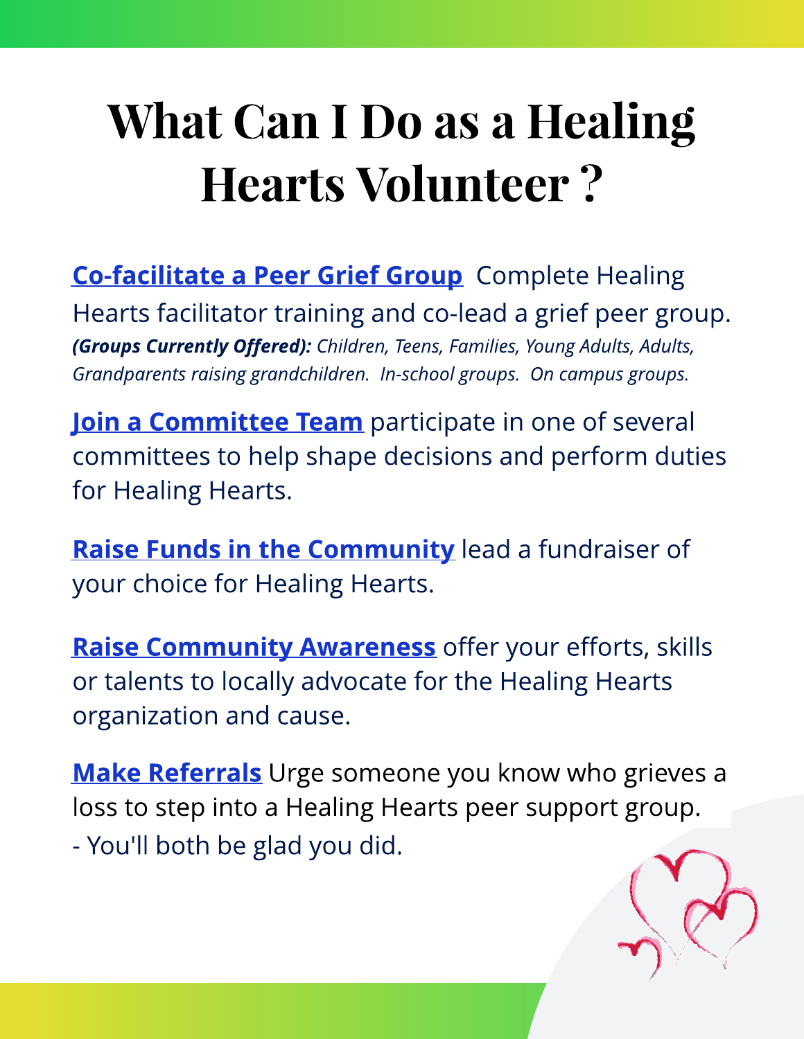# What Can I Do as a Healing Hearts Volunteer ?

**Co-facilitate a Peer Grief Group** Complete Healing Hearts facilitator training and co-lead a grief peer group. ***(Groups Currently Offered):*** *Children, Teens, Families, Young Adults, Adults, Grandparents raising grandchildren. In-school groups. On campus groups.*

**Join a Committee Team** participate in one of several committees to help shape decisions and perform duties for Healing Hearts.

**Raise Funds in the Community** lead a fundraiser of your choice for Healing Hearts.

**Raise Community Awareness** offer your efforts, skills or talents to locally advocate for the Healing Hearts organization and cause.

**Make Referrals** Urge someone you know who grieves a loss to step into a Healing Hearts peer support group.
- You'll both be glad you did.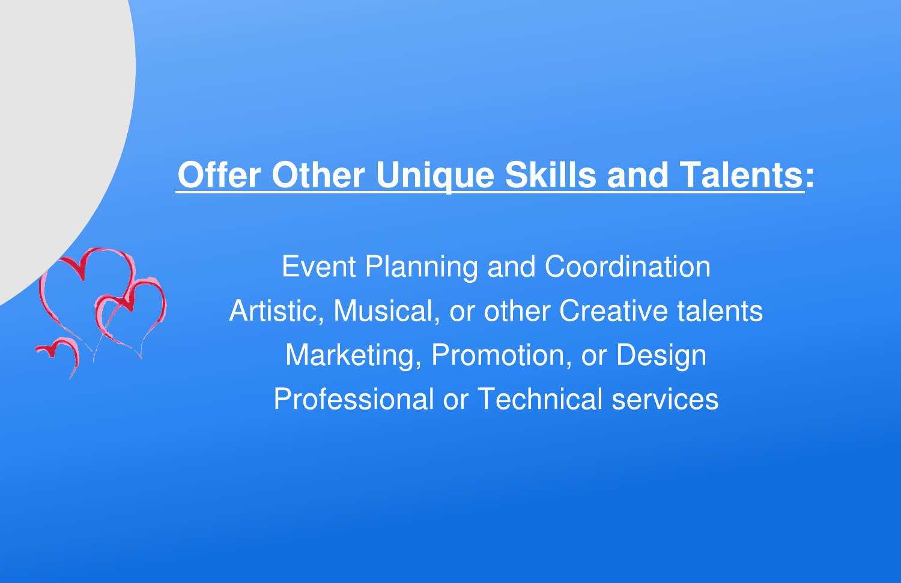## **Offer Other Unique Skills and Talents:**

Event Planning and Coordination

Artistic, Musical, or other Creative talents

Marketing, Promotion, or Design

Professional or Technical services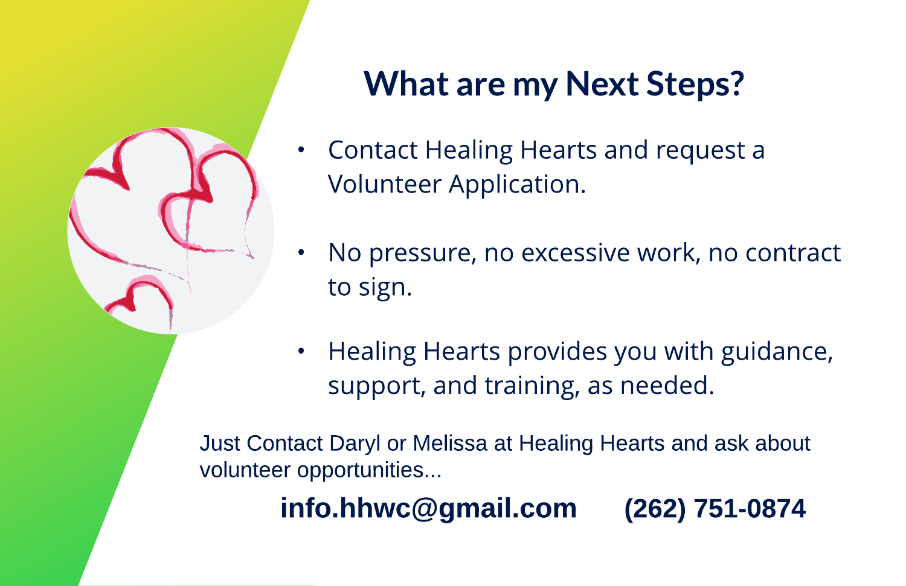# What are my Next Steps?

- Contact Healing Hearts and request a Volunteer Application.
- No pressure, no excessive work, no contract to sign.
- Healing Hearts provides you with guidance, support, and training, as needed.

Just Contact Daryl or Melissa at Healing Hearts and ask about volunteer opportunities...

**info.hhwc@gmail.com** **(262) 751-0874**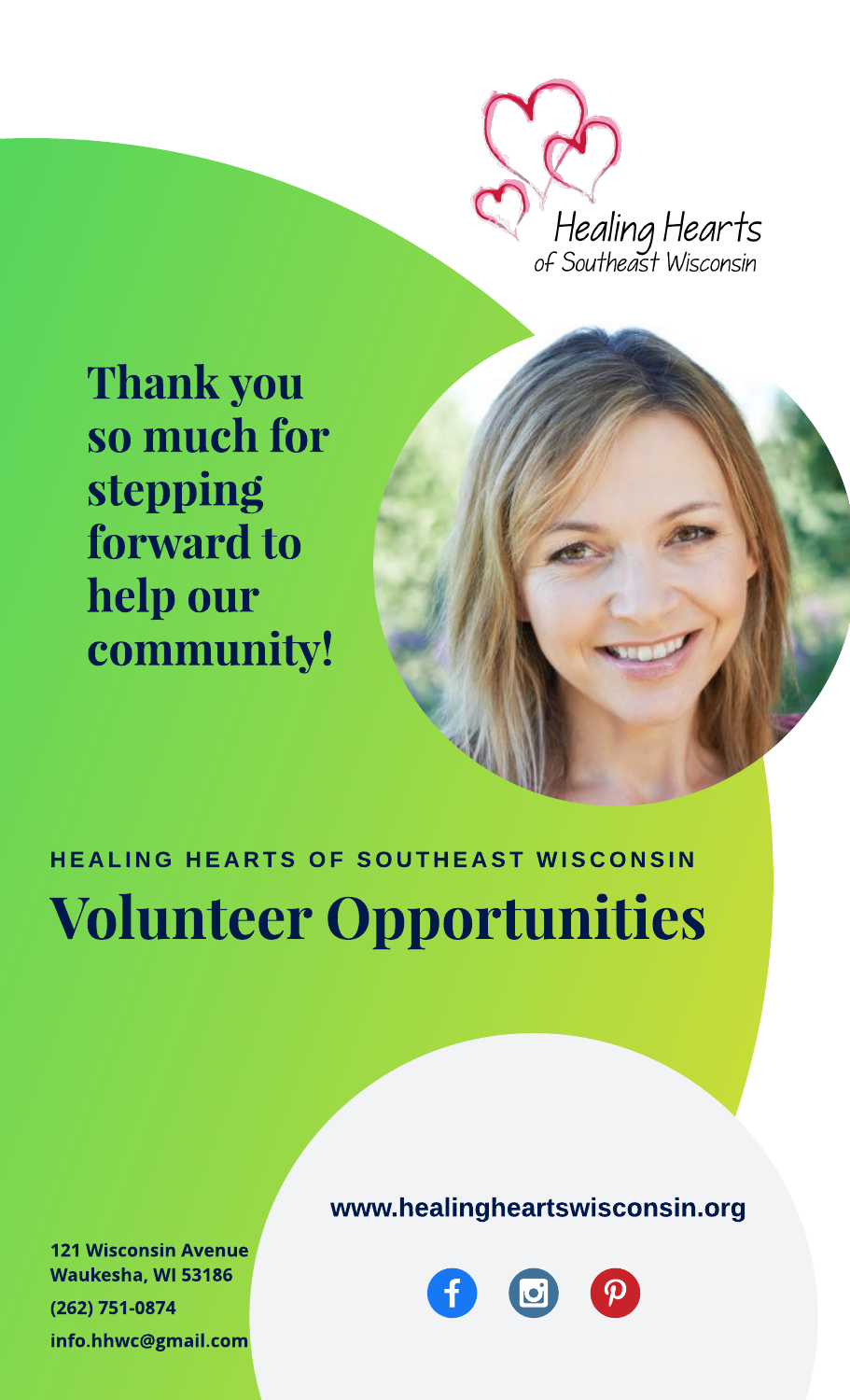Healing Hearts
of Southeast Wisconsin

**Thank you so much for stepping forward to help our community!**

HEALING HEARTS OF SOUTHEAST WISCONSIN

# Volunteer Opportunities

www.healingheartswisconsin.org

**121 Wisconsin Avenue**
**Waukesha, WI 53186**

**(262) 751-0874**

**info.hhwc@gmail.com**